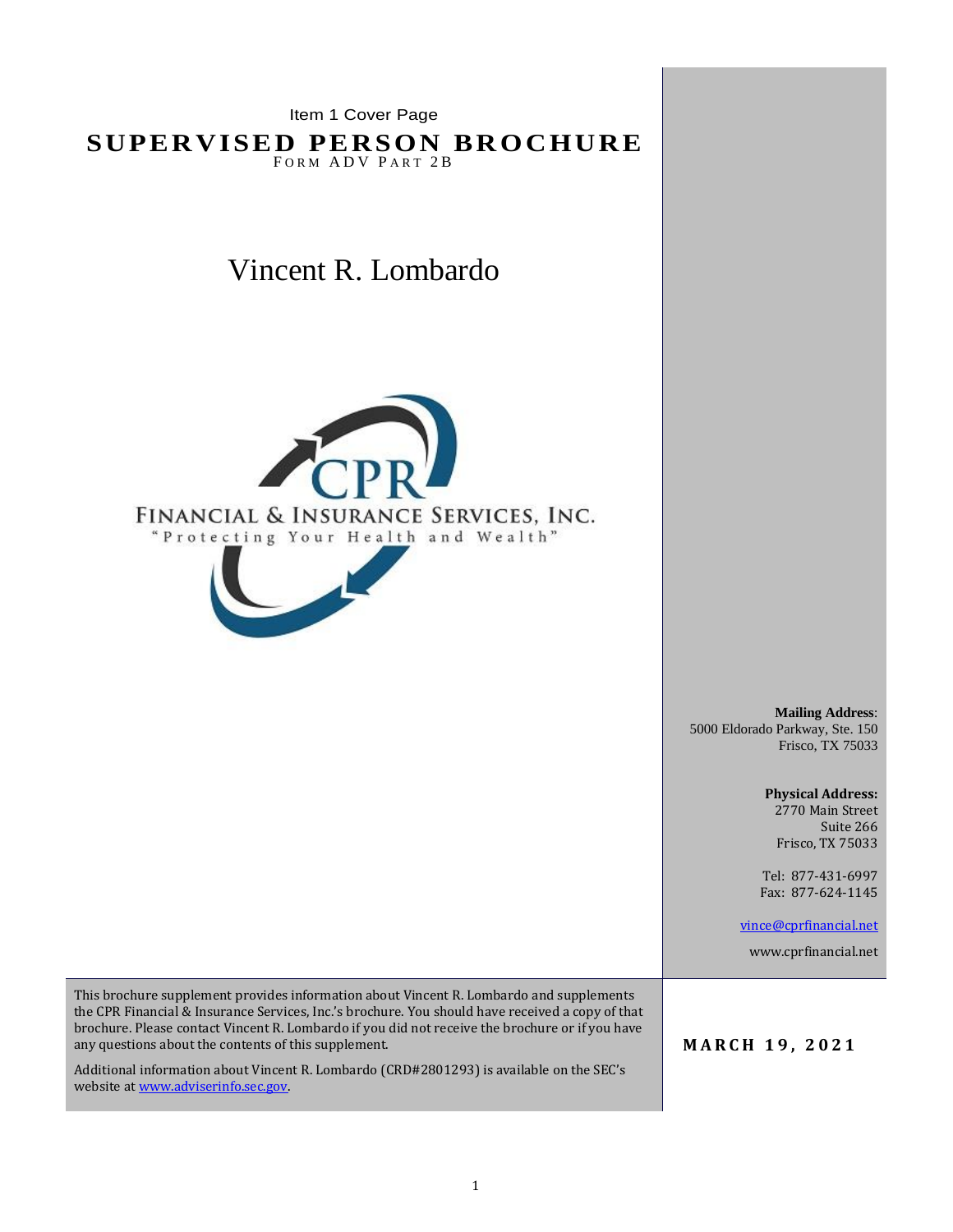Item 1 Cover Page

# SUPERVISED PERSON BROCHURE

FORM ADV PART 2B

## Vincent R. Lombardo

CPR

FINANCIAL & INSURANCE SERVICES, INC.

"Protecting Your Health and Wealth"

**Mailing Address**:
5000 Eldorado Parkway, Ste. 150
Frisco, TX 75033

**Physical Address:**
2770 Main Street
Suite 266
Frisco, TX 75033

Tel: 877-431-6997
Fax: 877-624-1145

vince@cprfinancial.net

www.cprfinancial.net

This brochure supplement provides information about Vincent R. Lombardo and supplements the CPR Financial & Insurance Services, Inc.'s brochure. You should have received a copy of that brochure. Please contact Vincent R. Lombardo if you did not receive the brochure or if you have any questions about the contents of this supplement.

Additional information about Vincent R. Lombardo (CRD#2801293) is available on the SEC's website at www.adviserinfo.sec.gov.

**MARCH 19, 2021**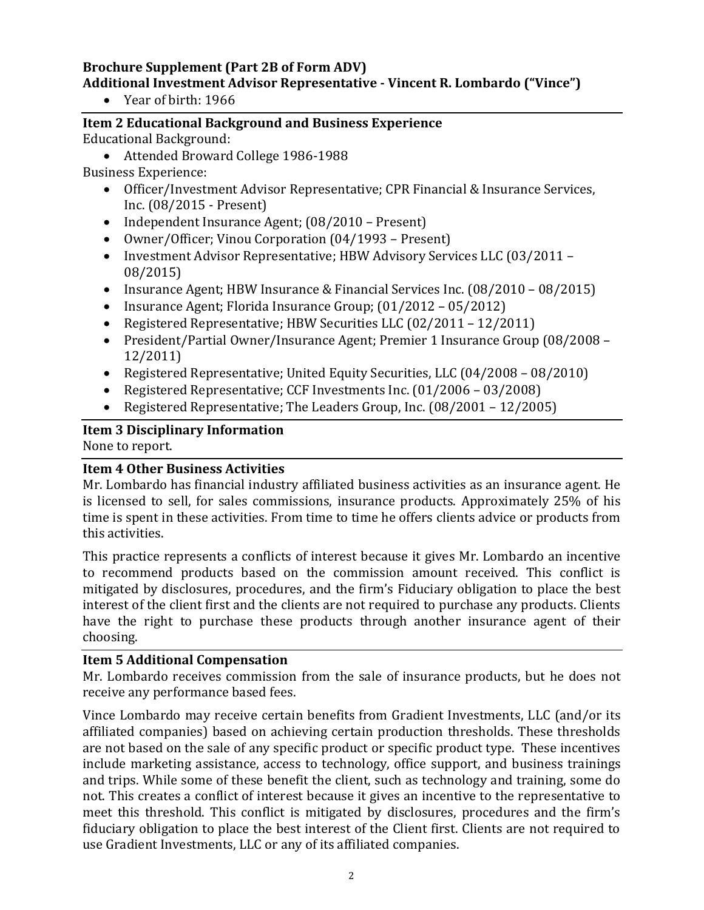**Brochure Supplement (Part 2B of Form ADV)**
**Additional Investment Advisor Representative - Vincent R. Lombardo ("Vince")**

- Year of birth: 1966

### Item 2 Educational Background and Business Experience

Educational Background:

- Attended Broward College 1986-1988

Business Experience:

- Officer/Investment Advisor Representative; CPR Financial & Insurance Services, Inc. (08/2015 - Present)
- Independent Insurance Agent; (08/2010 – Present)
- Owner/Officer; Vinou Corporation (04/1993 – Present)
- Investment Advisor Representative; HBW Advisory Services LLC (03/2011 – 08/2015)
- Insurance Agent; HBW Insurance & Financial Services Inc. (08/2010 – 08/2015)
- Insurance Agent; Florida Insurance Group; (01/2012 – 05/2012)
- Registered Representative; HBW Securities LLC (02/2011 – 12/2011)
- President/Partial Owner/Insurance Agent; Premier 1 Insurance Group (08/2008 – 12/2011)
- Registered Representative; United Equity Securities, LLC (04/2008 – 08/2010)
- Registered Representative; CCF Investments Inc. (01/2006 – 03/2008)
- Registered Representative; The Leaders Group, Inc. (08/2001 – 12/2005)

### Item 3 Disciplinary Information

None to report.

### Item 4 Other Business Activities

Mr. Lombardo has financial industry affiliated business activities as an insurance agent. He is licensed to sell, for sales commissions, insurance products. Approximately 25% of his time is spent in these activities. From time to time he offers clients advice or products from this activities.

This practice represents a conflicts of interest because it gives Mr. Lombardo an incentive to recommend products based on the commission amount received. This conflict is mitigated by disclosures, procedures, and the firm's Fiduciary obligation to place the best interest of the client first and the clients are not required to purchase any products. Clients have the right to purchase these products through another insurance agent of their choosing.

### Item 5 Additional Compensation

Mr. Lombardo receives commission from the sale of insurance products, but he does not receive any performance based fees.

Vince Lombardo may receive certain benefits from Gradient Investments, LLC (and/or its affiliated companies) based on achieving certain production thresholds. These thresholds are not based on the sale of any specific product or specific product type. These incentives include marketing assistance, access to technology, office support, and business trainings and trips. While some of these benefit the client, such as technology and training, some do not. This creates a conflict of interest because it gives an incentive to the representative to meet this threshold. This conflict is mitigated by disclosures, procedures and the firm's fiduciary obligation to place the best interest of the Client first. Clients are not required to use Gradient Investments, LLC or any of its affiliated companies.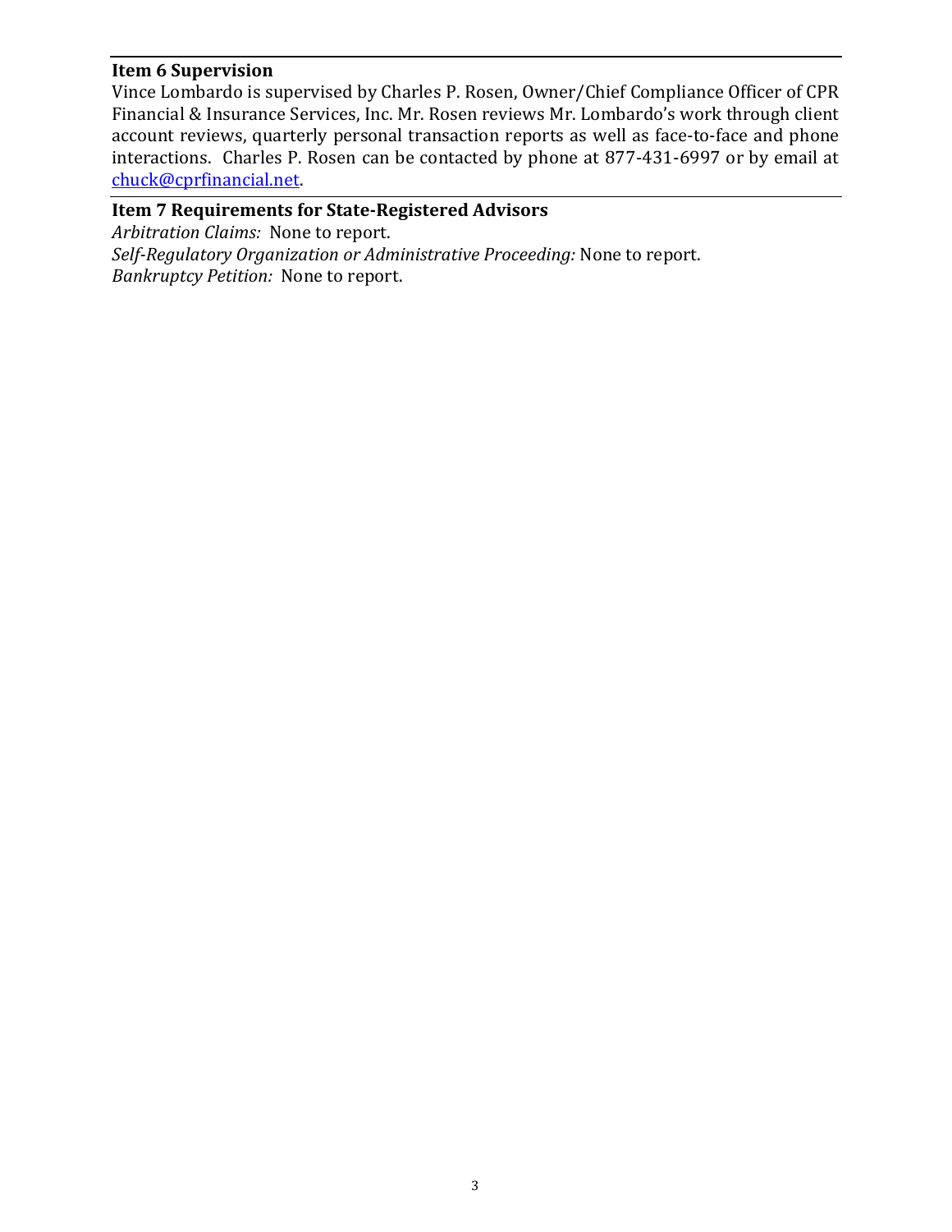## Item 6 Supervision

Vince Lombardo is supervised by Charles P. Rosen, Owner/Chief Compliance Officer of CPR Financial & Insurance Services, Inc. Mr. Rosen reviews Mr. Lombardo's work through client account reviews, quarterly personal transaction reports as well as face-to-face and phone interactions. Charles P. Rosen can be contacted by phone at 877-431-6997 or by email at chuck@cprfinancial.net.

## Item 7 Requirements for State-Registered Advisors

*Arbitration Claims:* None to report.
*Self-Regulatory Organization or Administrative Proceeding:* None to report.
*Bankruptcy Petition:* None to report.